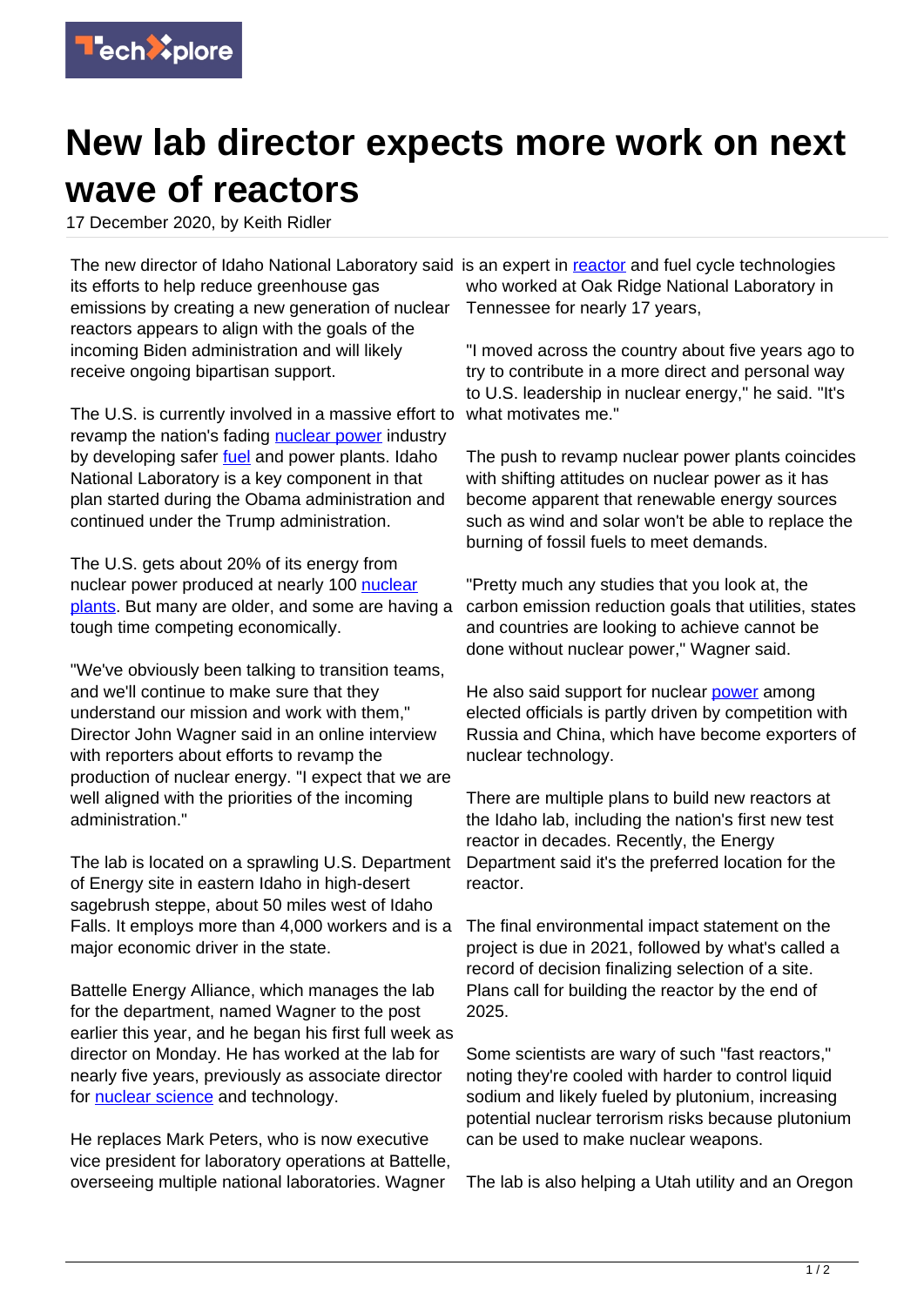# New lab director expects more work on next wave of reactors

17 December 2020, by Keith Ridler

The new director of Idaho National Laboratory said its efforts to help reduce greenhouse gas emissions by creating a new generation of nuclear reactors appears to align with the goals of the incoming Biden administration and will likely receive ongoing bipartisan support.

The U.S. is currently involved in a massive effort to revamp the nation's fading nuclear power industry by developing safer fuel and power plants. Idaho National Laboratory is a key component in that plan started during the Obama administration and continued under the Trump administration.

The U.S. gets about 20% of its energy from nuclear power produced at nearly 100 nuclear plants. But many are older, and some are having a tough time competing economically.

"We've obviously been talking to transition teams, and we'll continue to make sure that they understand our mission and work with them," Director John Wagner said in an online interview with reporters about efforts to revamp the production of nuclear energy. "I expect that we are well aligned with the priorities of the incoming administration."

The lab is located on a sprawling U.S. Department of Energy site in eastern Idaho in high-desert sagebrush steppe, about 50 miles west of Idaho Falls. It employs more than 4,000 workers and is a major economic driver in the state.

Battelle Energy Alliance, which manages the lab for the department, named Wagner to the post earlier this year, and he began his first full week as director on Monday. He has worked at the lab for nearly five years, previously as associate director for nuclear science and technology.

He replaces Mark Peters, who is now executive vice president for laboratory operations at Battelle, overseeing multiple national laboratories. Wagner is an expert in reactor and fuel cycle technologies who worked at Oak Ridge National Laboratory in Tennessee for nearly 17 years,

"I moved across the country about five years ago to try to contribute in a more direct and personal way to U.S. leadership in nuclear energy," he said. "It's what motivates me."

The push to revamp nuclear power plants coincides with shifting attitudes on nuclear power as it has become apparent that renewable energy sources such as wind and solar won't be able to replace the burning of fossil fuels to meet demands.

"Pretty much any studies that you look at, the carbon emission reduction goals that utilities, states and countries are looking to achieve cannot be done without nuclear power," Wagner said.

He also said support for nuclear power among elected officials is partly driven by competition with Russia and China, which have become exporters of nuclear technology.

There are multiple plans to build new reactors at the Idaho lab, including the nation's first new test reactor in decades. Recently, the Energy Department said it's the preferred location for the reactor.

The final environmental impact statement on the project is due in 2021, followed by what's called a record of decision finalizing selection of a site. Plans call for building the reactor by the end of 2025.

Some scientists are wary of such "fast reactors," noting they're cooled with harder to control liquid sodium and likely fueled by plutonium, increasing potential nuclear terrorism risks because plutonium can be used to make nuclear weapons.

The lab is also helping a Utah utility and an Oregon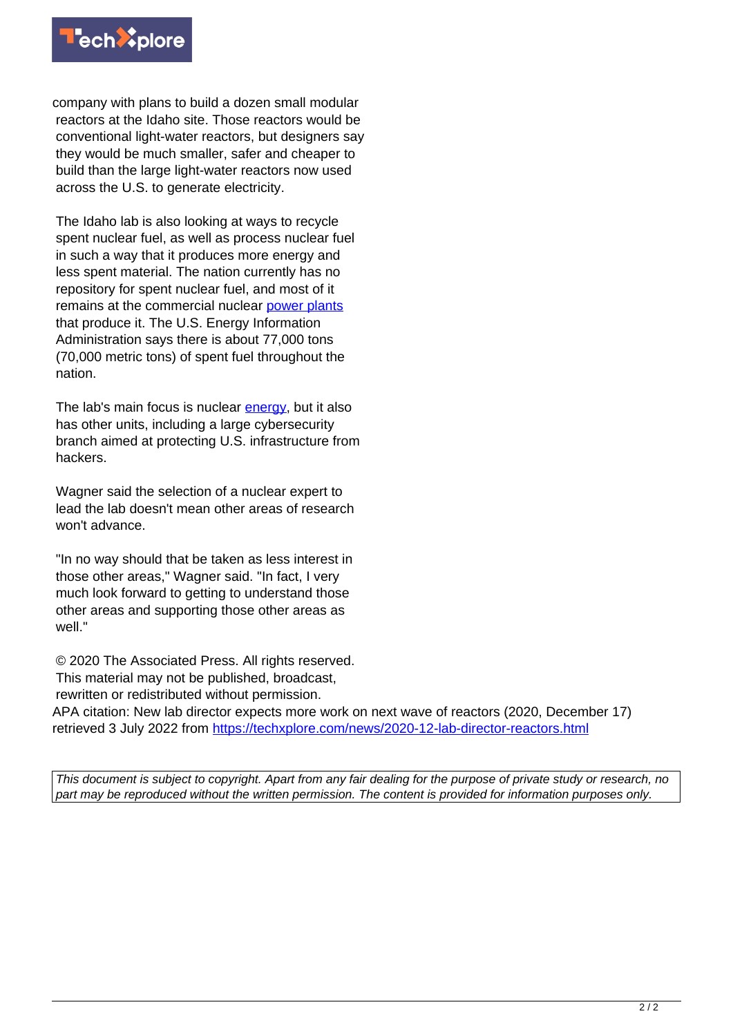company with plans to build a dozen small modular reactors at the Idaho site. Those reactors would be conventional light-water reactors, but designers say they would be much smaller, safer and cheaper to build than the large light-water reactors now used across the U.S. to generate electricity.

The Idaho lab is also looking at ways to recycle spent nuclear fuel, as well as process nuclear fuel in such a way that it produces more energy and less spent material. The nation currently has no repository for spent nuclear fuel, and most of it remains at the commercial nuclear power plants that produce it. The U.S. Energy Information Administration says there is about 77,000 tons (70,000 metric tons) of spent fuel throughout the nation.

The lab's main focus is nuclear energy, but it also has other units, including a large cybersecurity branch aimed at protecting U.S. infrastructure from hackers.

Wagner said the selection of a nuclear expert to lead the lab doesn't mean other areas of research won't advance.

"In no way should that be taken as less interest in those other areas," Wagner said. "In fact, I very much look forward to getting to understand those other areas and supporting those other areas as well."

© 2020 The Associated Press. All rights reserved. This material may not be published, broadcast, rewritten or redistributed without permission.

APA citation: New lab director expects more work on next wave of reactors (2020, December 17) retrieved 3 July 2022 from https://techxplore.com/news/2020-12-lab-director-reactors.html

*This document is subject to copyright. Apart from any fair dealing for the purpose of private study or research, no part may be reproduced without the written permission. The content is provided for information purposes only.*